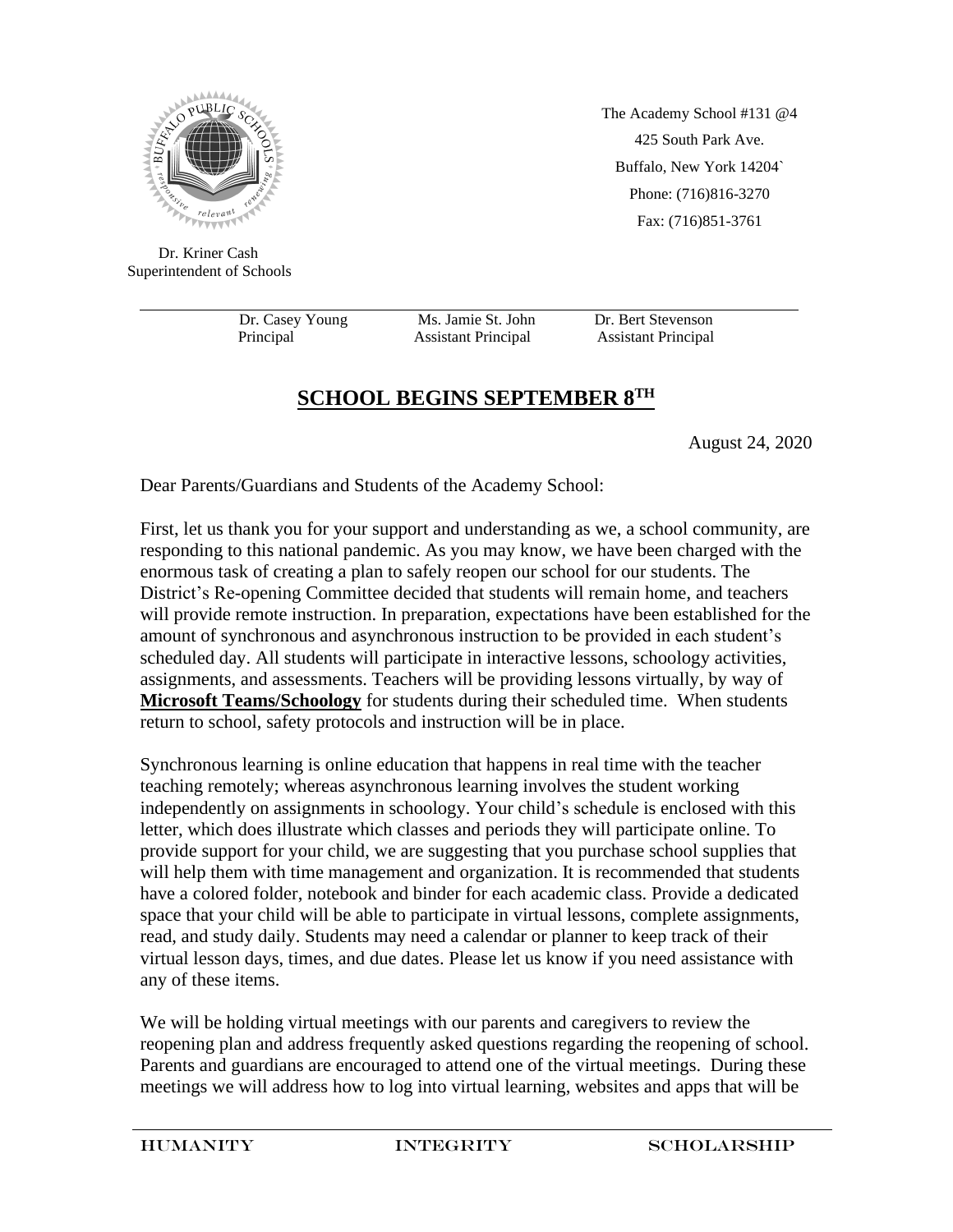The Academy School #131 @4
425 South Park Ave.
Buffalo, New York 14204`
Phone: (716)816-3270
Fax: (716)851-3761

Dr. Kriner Cash
Superintendent of Schools

Dr. Casey Young, Principal — Ms. Jamie St. John, Assistant Principal — Dr. Bert Stevenson, Assistant Principal

# SCHOOL BEGINS SEPTEMBER 8TH

August 24, 2020

Dear Parents/Guardians and Students of the Academy School:

First, let us thank you for your support and understanding as we, a school community, are responding to this national pandemic. As you may know, we have been charged with the enormous task of creating a plan to safely reopen our school for our students. The District's Re-opening Committee decided that students will remain home, and teachers will provide remote instruction. In preparation, expectations have been established for the amount of synchronous and asynchronous instruction to be provided in each student's scheduled day. All students will participate in interactive lessons, schoology activities, assignments, and assessments. Teachers will be providing lessons virtually, by way of **Microsoft Teams/Schoology** for students during their scheduled time. When students return to school, safety protocols and instruction will be in place.

Synchronous learning is online education that happens in real time with the teacher teaching remotely; whereas asynchronous learning involves the student working independently on assignments in schoology. Your child's schedule is enclosed with this letter, which does illustrate which classes and periods they will participate online. To provide support for your child, we are suggesting that you purchase school supplies that will help them with time management and organization. It is recommended that students have a colored folder, notebook and binder for each academic class. Provide a dedicated space that your child will be able to participate in virtual lessons, complete assignments, read, and study daily. Students may need a calendar or planner to keep track of their virtual lesson days, times, and due dates. Please let us know if you need assistance with any of these items.

We will be holding virtual meetings with our parents and caregivers to review the reopening plan and address frequently asked questions regarding the reopening of school. Parents and guardians are encouraged to attend one of the virtual meetings. During these meetings we will address how to log into virtual learning, websites and apps that will be

HUMANITY INTEGRITY SCHOLARSHIP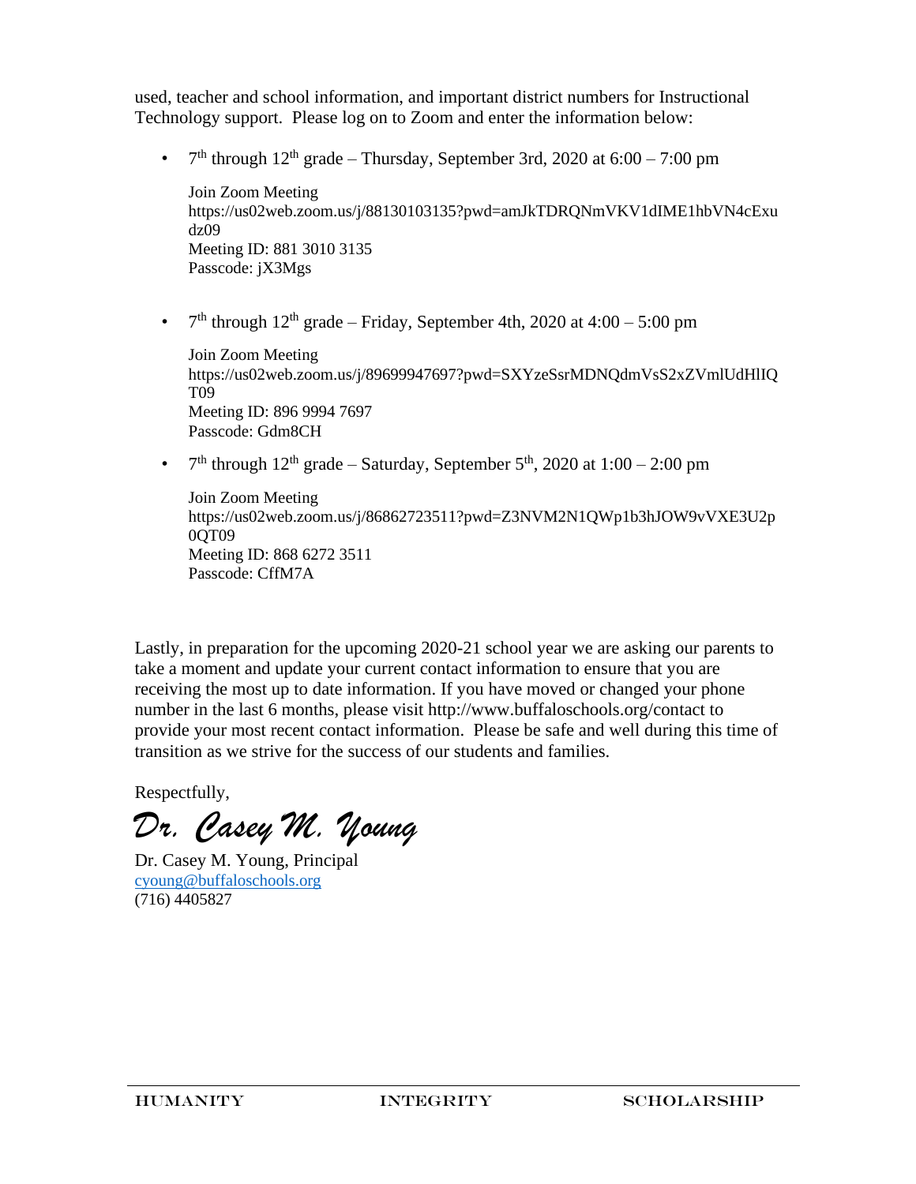used, teacher and school information, and important district numbers for Instructional Technology support. Please log on to Zoom and enter the information below:

- 7th through 12th grade – Thursday, September 3rd, 2020 at 6:00 – 7:00 pm

  Join Zoom Meeting
  https://us02web.zoom.us/j/88130103135?pwd=amJkTDRQNmVKV1dIME1hbVN4cExudz09
  Meeting ID: 881 3010 3135
  Passcode: jX3Mgs

- 7th through 12th grade – Friday, September 4th, 2020 at 4:00 – 5:00 pm

  Join Zoom Meeting
  https://us02web.zoom.us/j/89699947697?pwd=SXYzeSsrMDNQdmVsS2xZVmlUdHlIQT09
  Meeting ID: 896 9994 7697
  Passcode: Gdm8CH

- 7th through 12th grade – Saturday, September 5th, 2020 at 1:00 – 2:00 pm

  Join Zoom Meeting
  https://us02web.zoom.us/j/86862723511?pwd=Z3NVM2N1QWp1b3hJOW9vVXE3U2p0QT09
  Meeting ID: 868 6272 3511
  Passcode: CffM7A

Lastly, in preparation for the upcoming 2020-21 school year we are asking our parents to take a moment and update your current contact information to ensure that you are receiving the most up to date information. If you have moved or changed your phone number in the last 6 months, please visit http://www.buffaloschools.org/contact to provide your most recent contact information. Please be safe and well during this time of transition as we strive for the success of our students and families.

Respectfully,

*Dr. Casey M. Young*

Dr. Casey M. Young, Principal
cyoung@buffaloschools.org
(716) 4405827

HUMANITY INTEGRITY SCHOLARSHIP